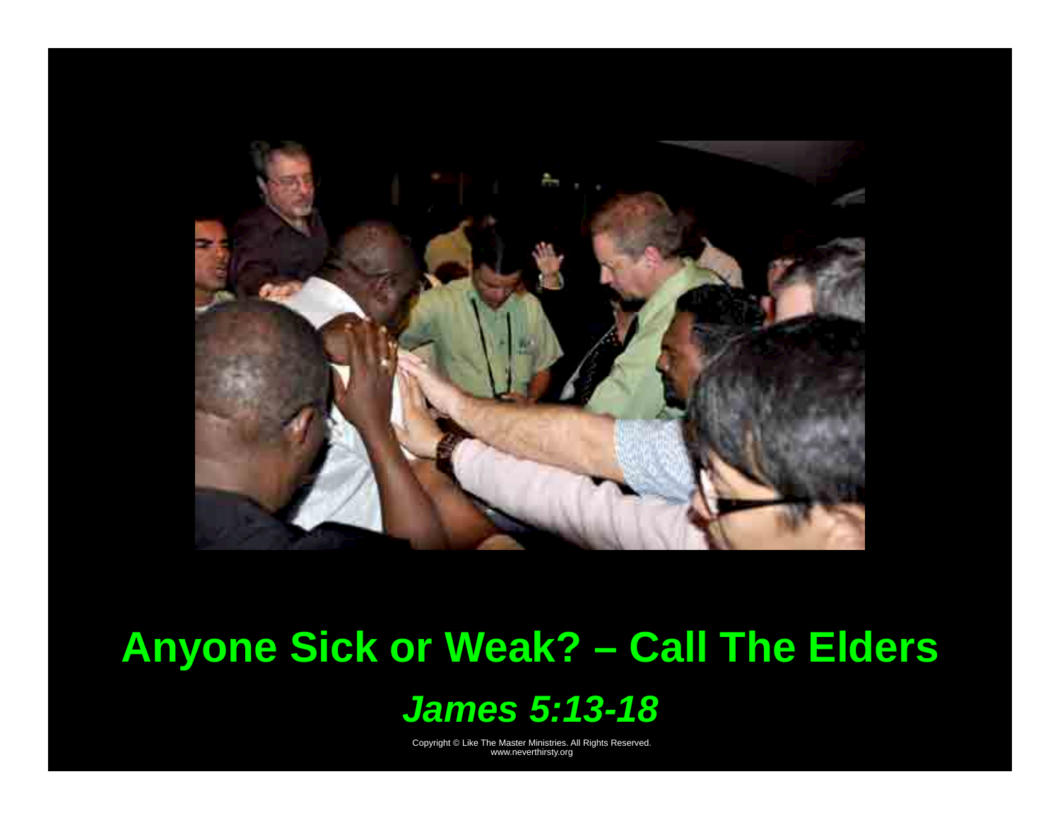# Anyone Sick or Weak? – Call The Elders

## *James 5:13-18*

Copyright © Like The Master Ministries. All Rights Reserved.
www.neverthirsty.org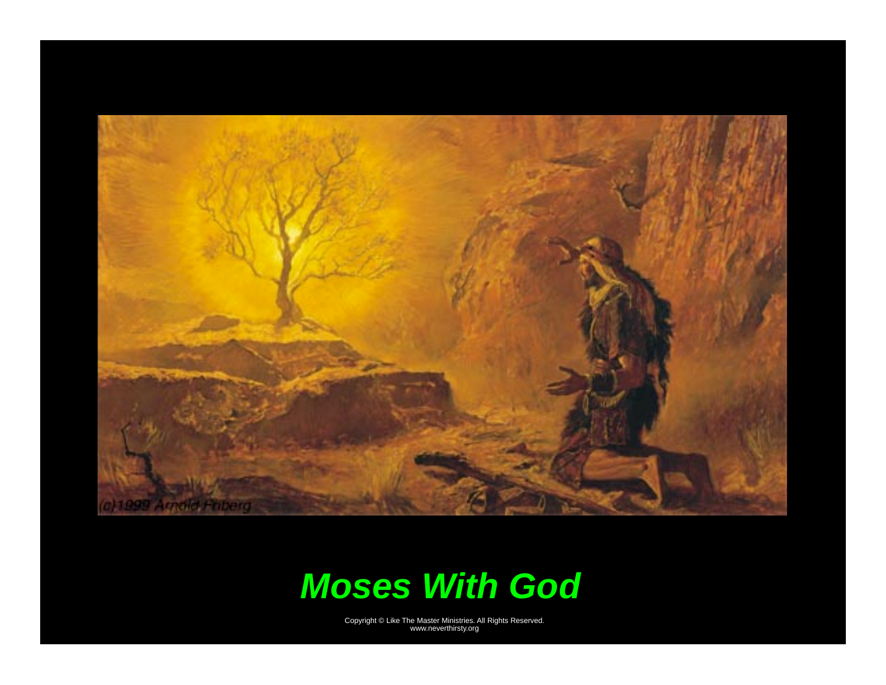# *Moses With God*

Copyright © Like The Master Ministries. All Rights Reserved.
www.neverthirsty.org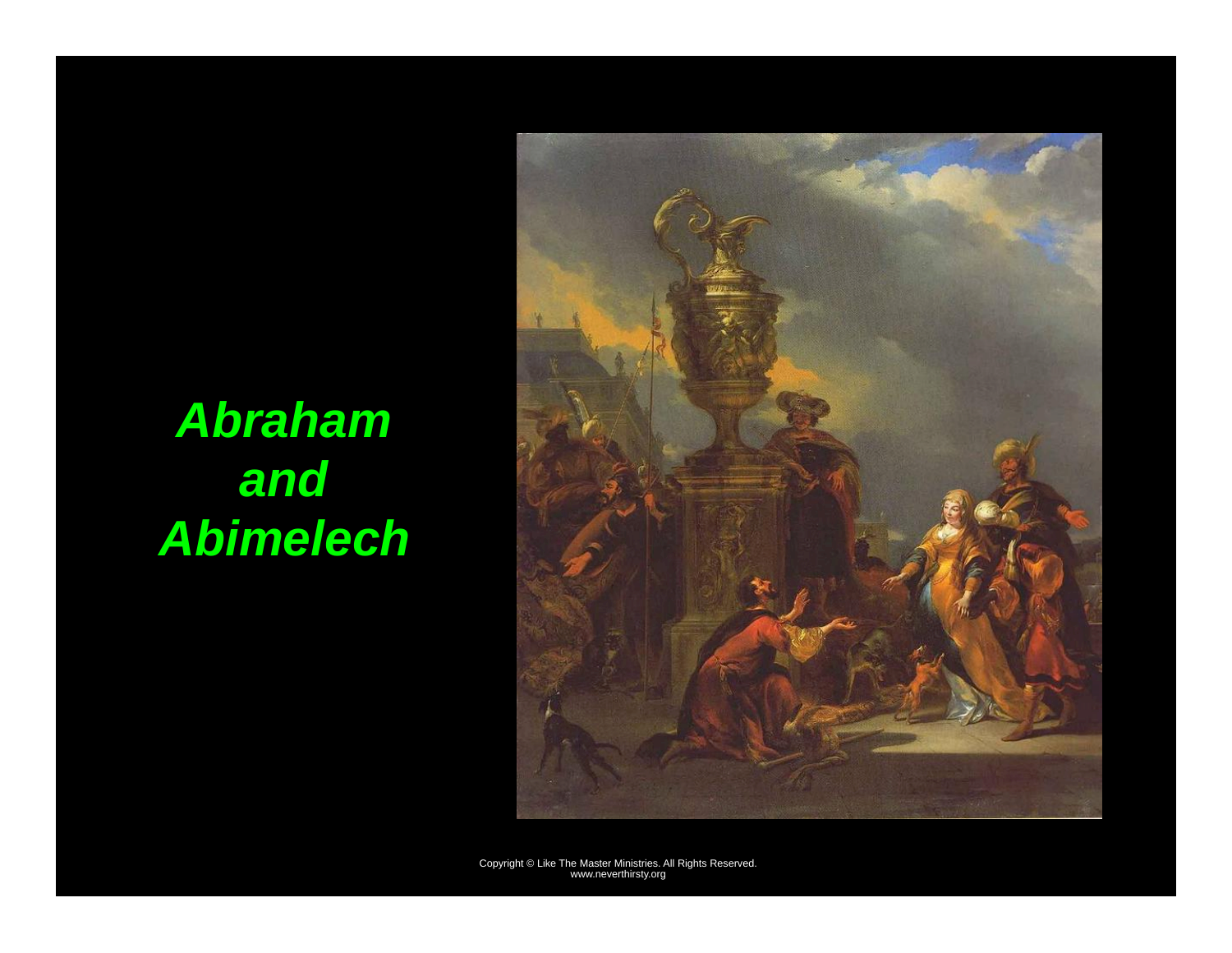# *Abraham and Abimelech*

Copyright © Like The Master Ministries. All Rights Reserved.
www.neverthirsty.org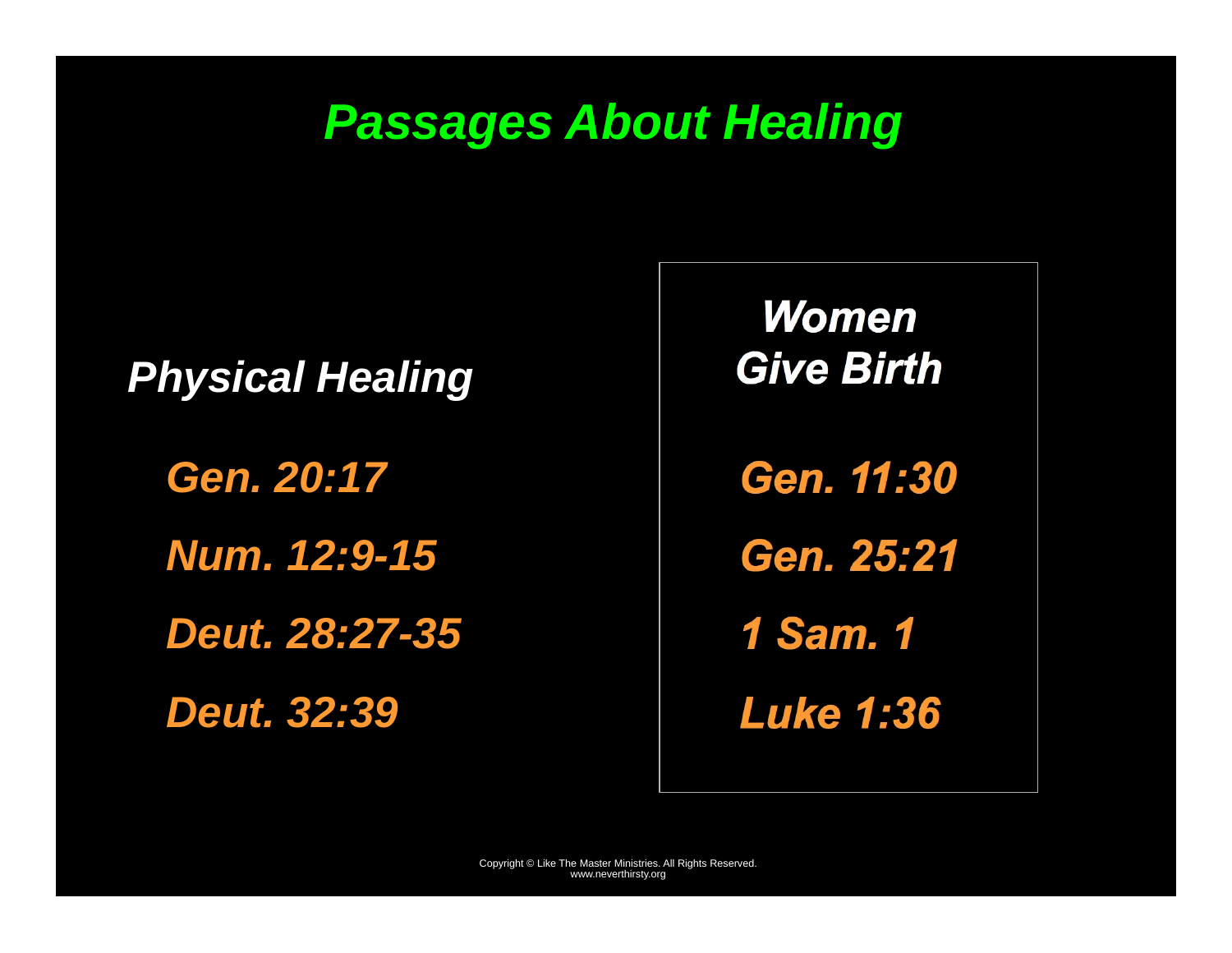# *Passages About Healing*

### *Physical Healing*

*Gen. 20:17*

*Num. 12:9-15*

*Deut. 28:27-35*

*Deut. 32:39*

### *Women Give Birth*

*Gen. 11:30*

*Gen. 25:21*

*1 Sam. 1*

*Luke 1:36*

Copyright © Like The Master Ministries. All Rights Reserved.
www.neverthirsty.org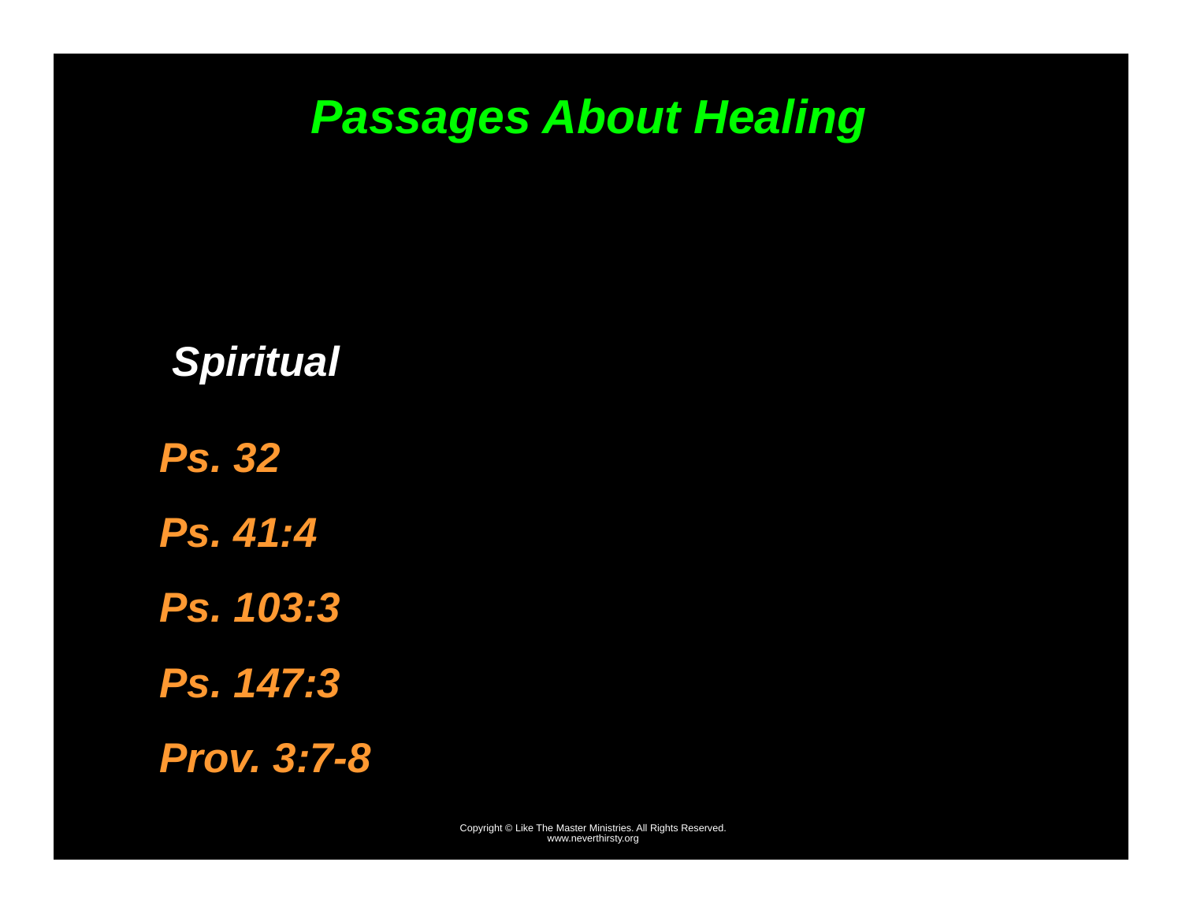# Passages About Healing

***Spiritual***

***Ps. 32***

***Ps. 41:4***

***Ps. 103:3***

***Ps. 147:3***

***Prov. 3:7-8***

Copyright © Like The Master Ministries. All Rights Reserved.
www.neverthirsty.org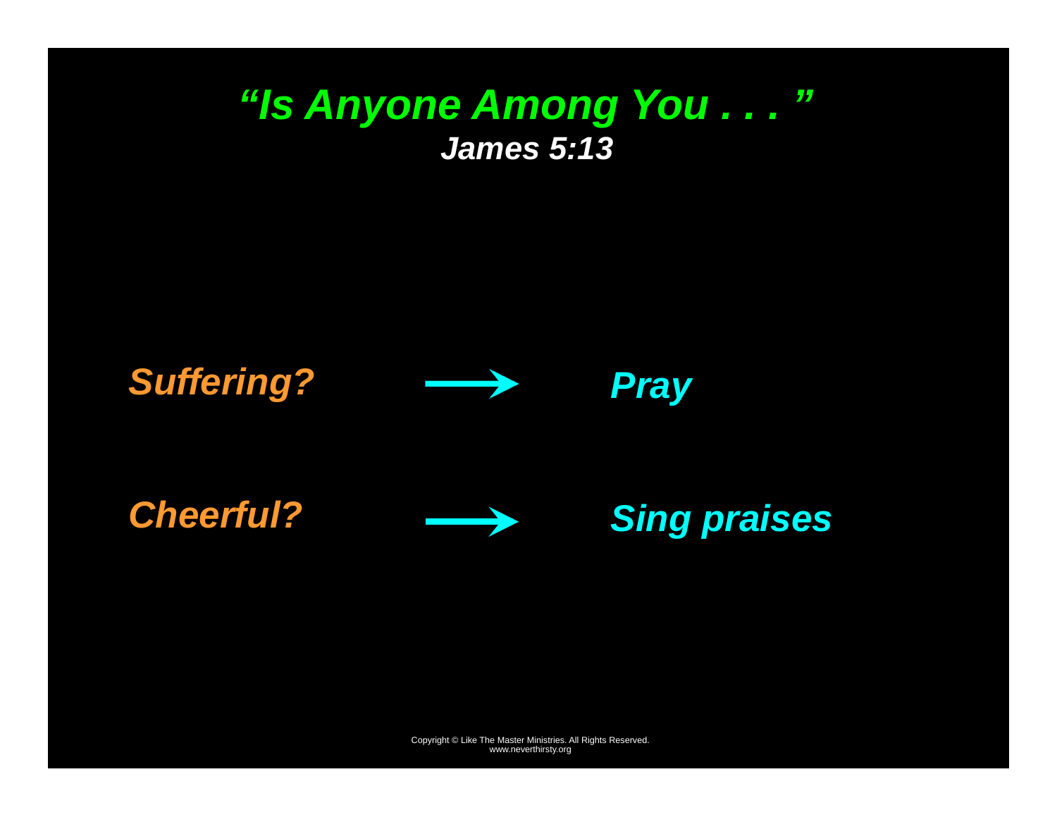# *"Is Anyone Among You . . . "*

***James 5:13***

| | | |
|---|---|---|
| ***Suffering?*** | → | ***Pray*** |
| ***Cheerful?*** | → | ***Sing praises*** |

Copyright © Like The Master Ministries. All Rights Reserved.
www.neverthirsty.org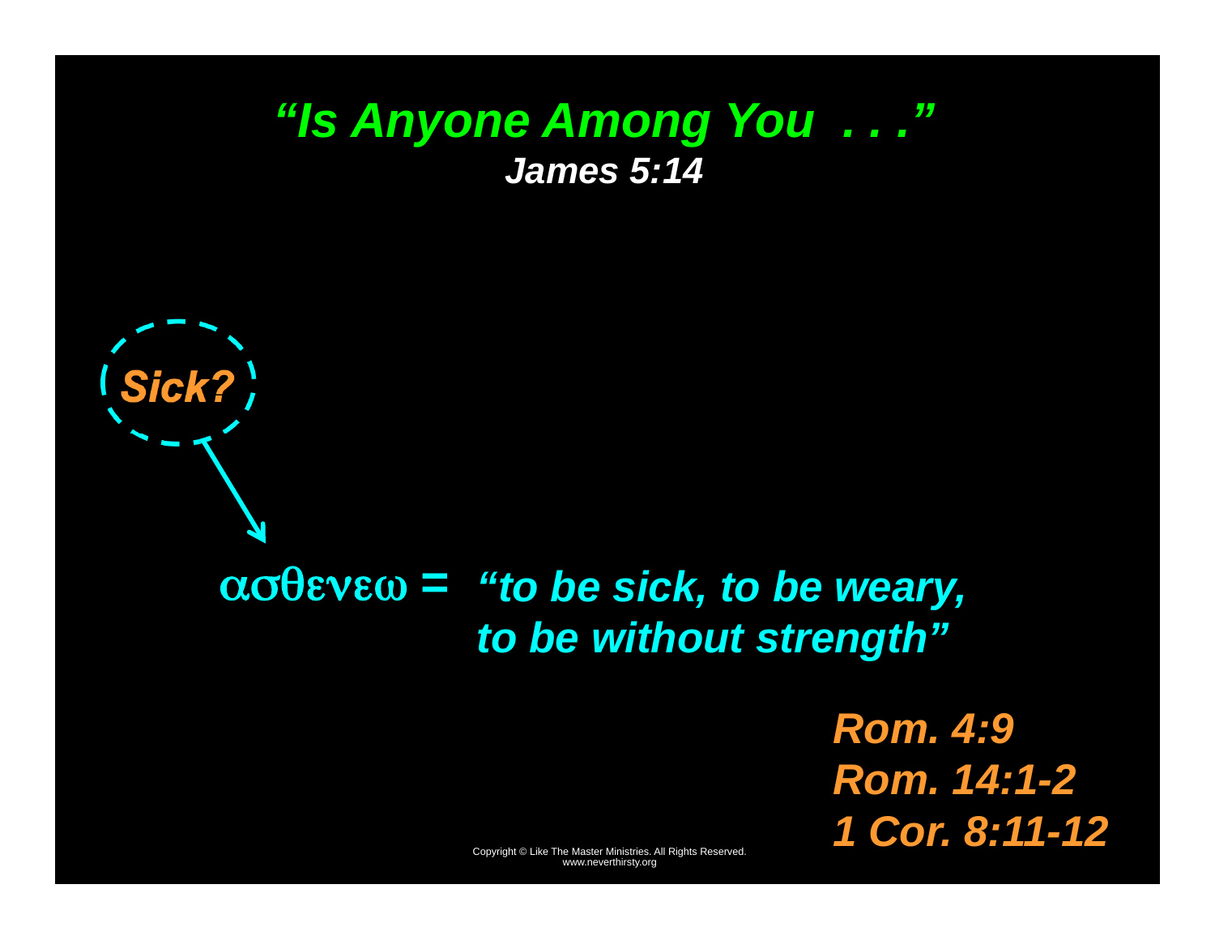# *"Is Anyone Among You . . ."*

***James 5:14***

***Sick?***

ασθενεω = *"to be sick, to be weary, to be without strength"*

***Rom. 4:9***
***Rom. 14:1-2***
***1 Cor. 8:11-12***

Copyright © Like The Master Ministries. All Rights Reserved.
www.neverthirsty.org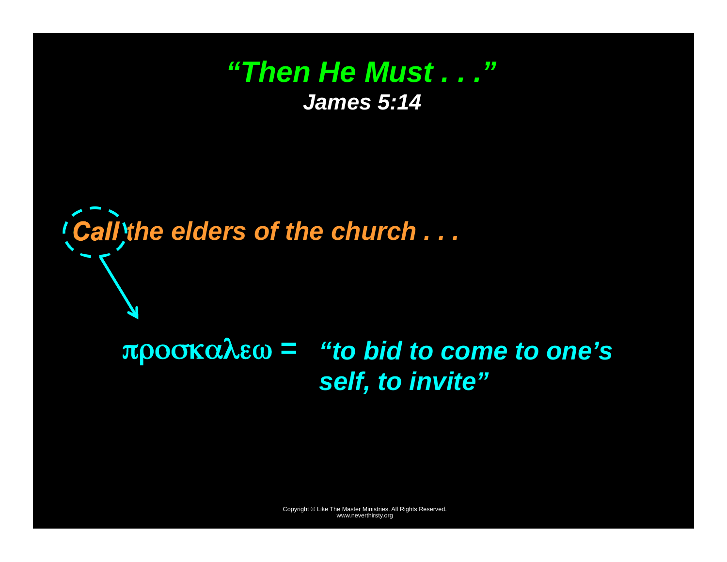# *"Then He Must . . ."*

***James 5:14***

***Call the elders of the church . . .***

προσκαλεω = ***"to bid to come to one's self, to invite"***

Copyright © Like The Master Ministries. All Rights Reserved.
www.neverthirsty.org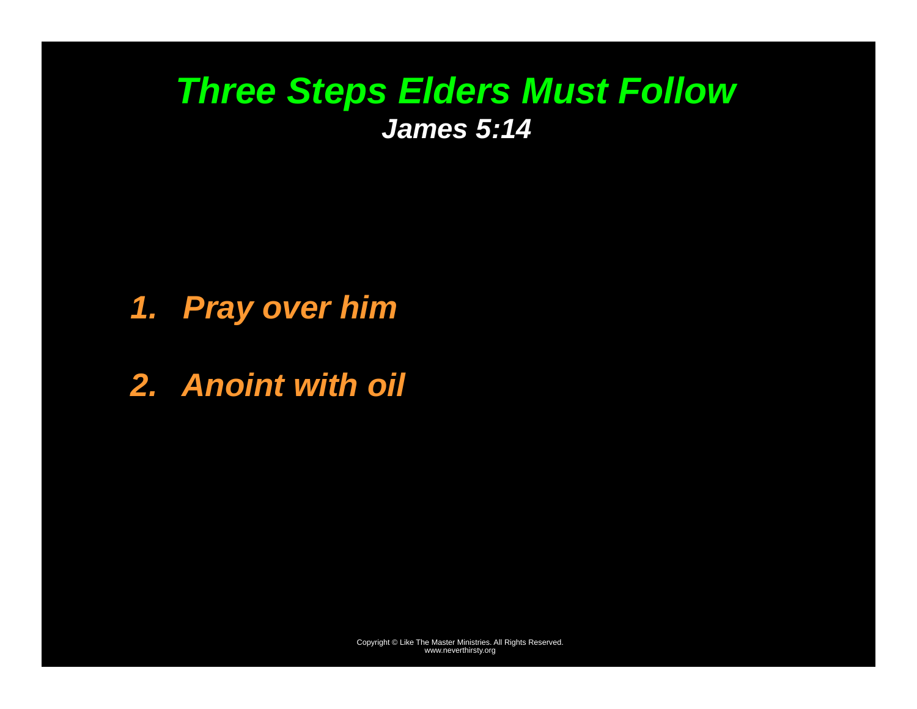# *Three Steps Elders Must Follow*

***James 5:14***

1. ***Pray over him***
2. ***Anoint with oil***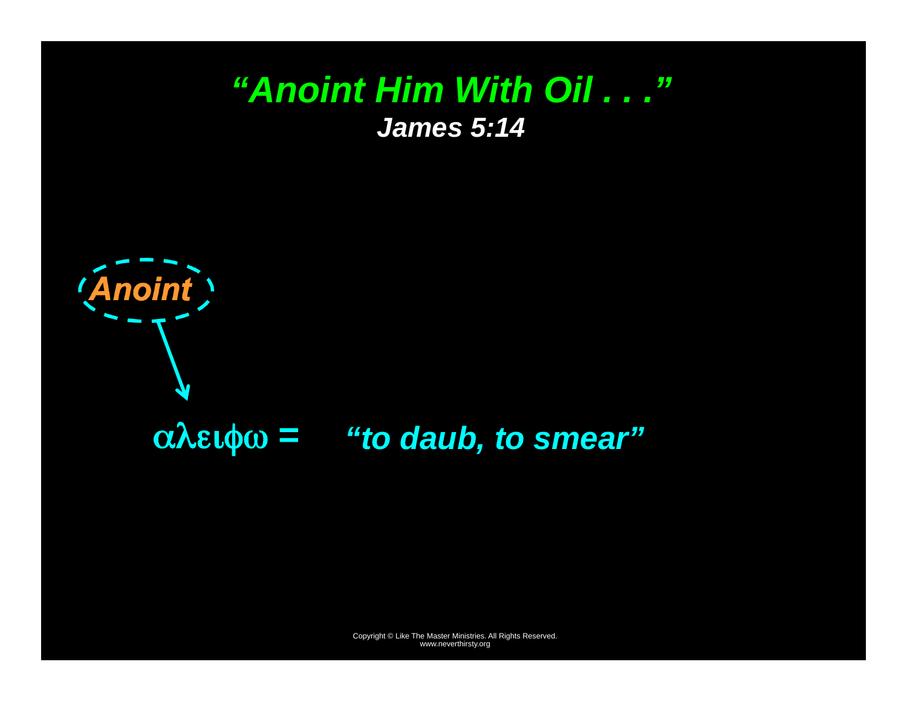# *"Anoint Him With Oil . . ."*

***James 5:14***

***Anoint***

αλειφω = *"to daub, to smear"*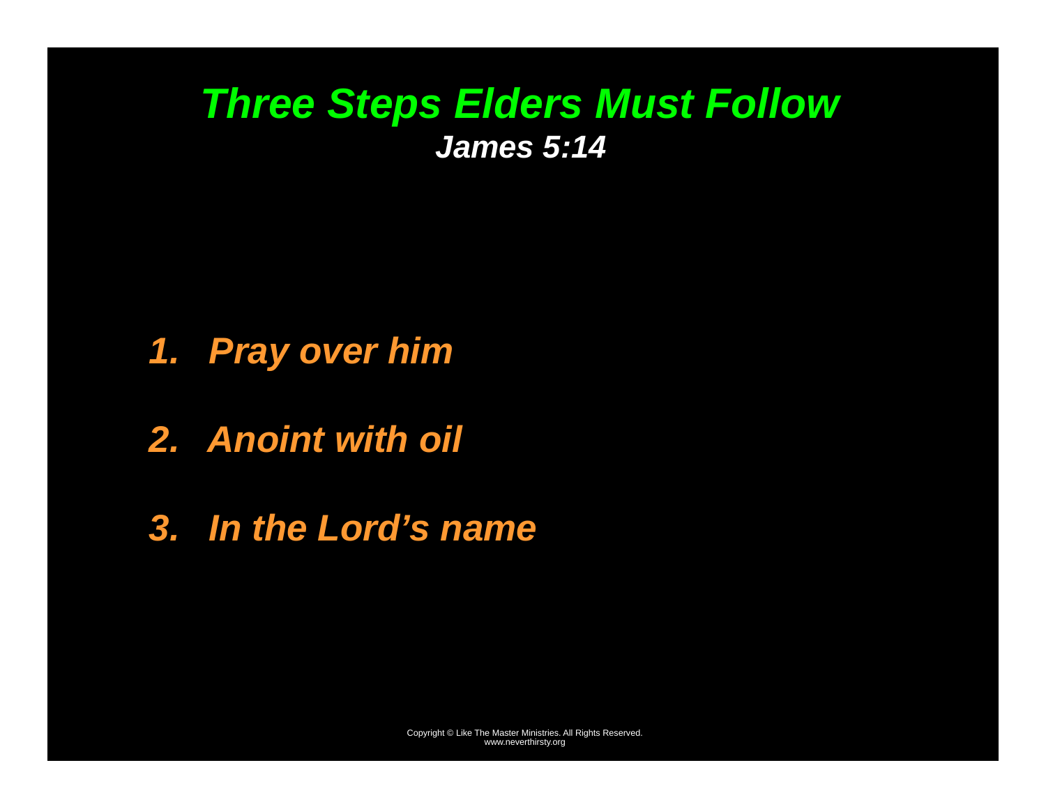# *Three Steps Elders Must Follow*

***James 5:14***

1. ***Pray over him***
2. ***Anoint with oil***
3. ***In the Lord's name***

Copyright © Like The Master Ministries. All Rights Reserved.
www.neverthirsty.org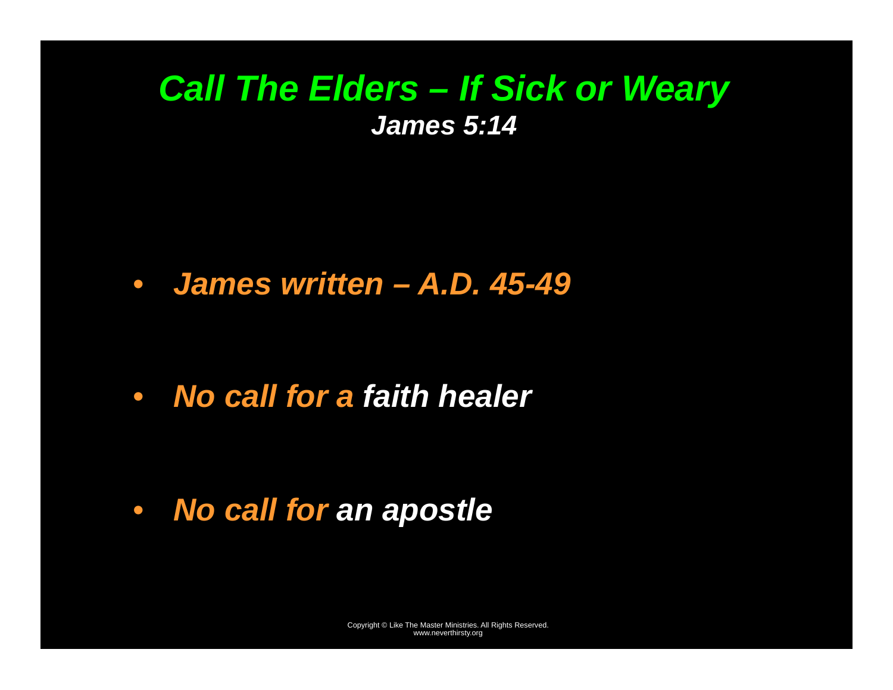# *Call The Elders – If Sick or Weary*

***James 5:14***

- ***James written – A.D. 45-49***
- ***No call for a faith healer***
- ***No call for an apostle***

Copyright © Like The Master Ministries. All Rights Reserved.
www.neverthirsty.org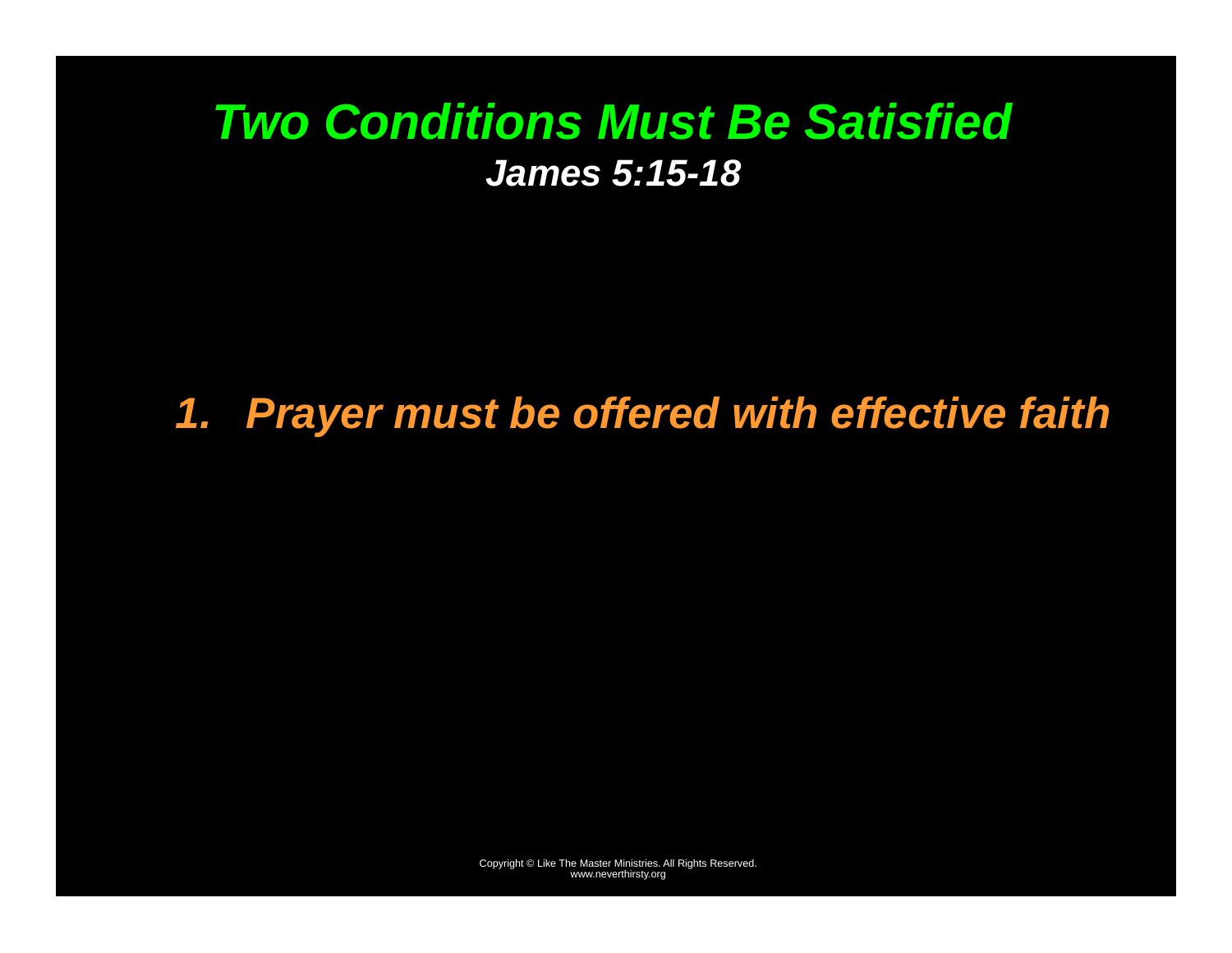# *Two Conditions Must Be Satisfied*

***James 5:15-18***

1. ***Prayer must be offered with effective faith***

Copyright © Like The Master Ministries. All Rights Reserved.
www.neverthirsty.org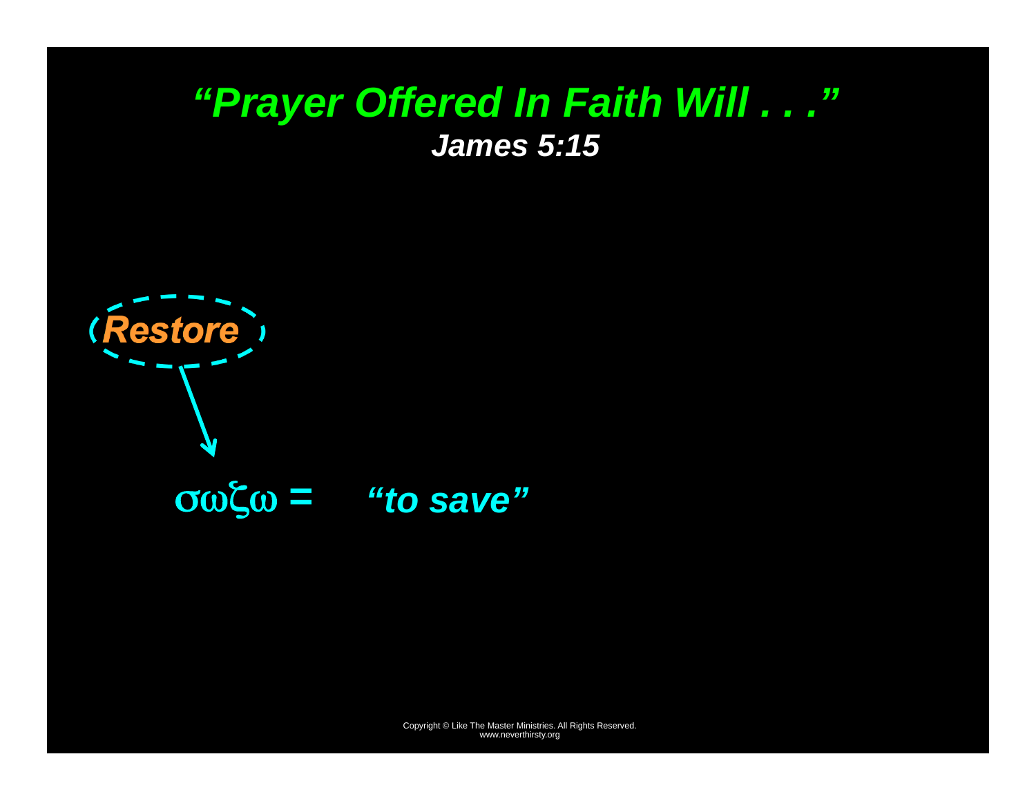# *"Prayer Offered In Faith Will . . ."*

***James 5:15***

***Restore***

σωζω = ***"to save"***

Copyright © Like The Master Ministries. All Rights Reserved.
www.neverthirsty.org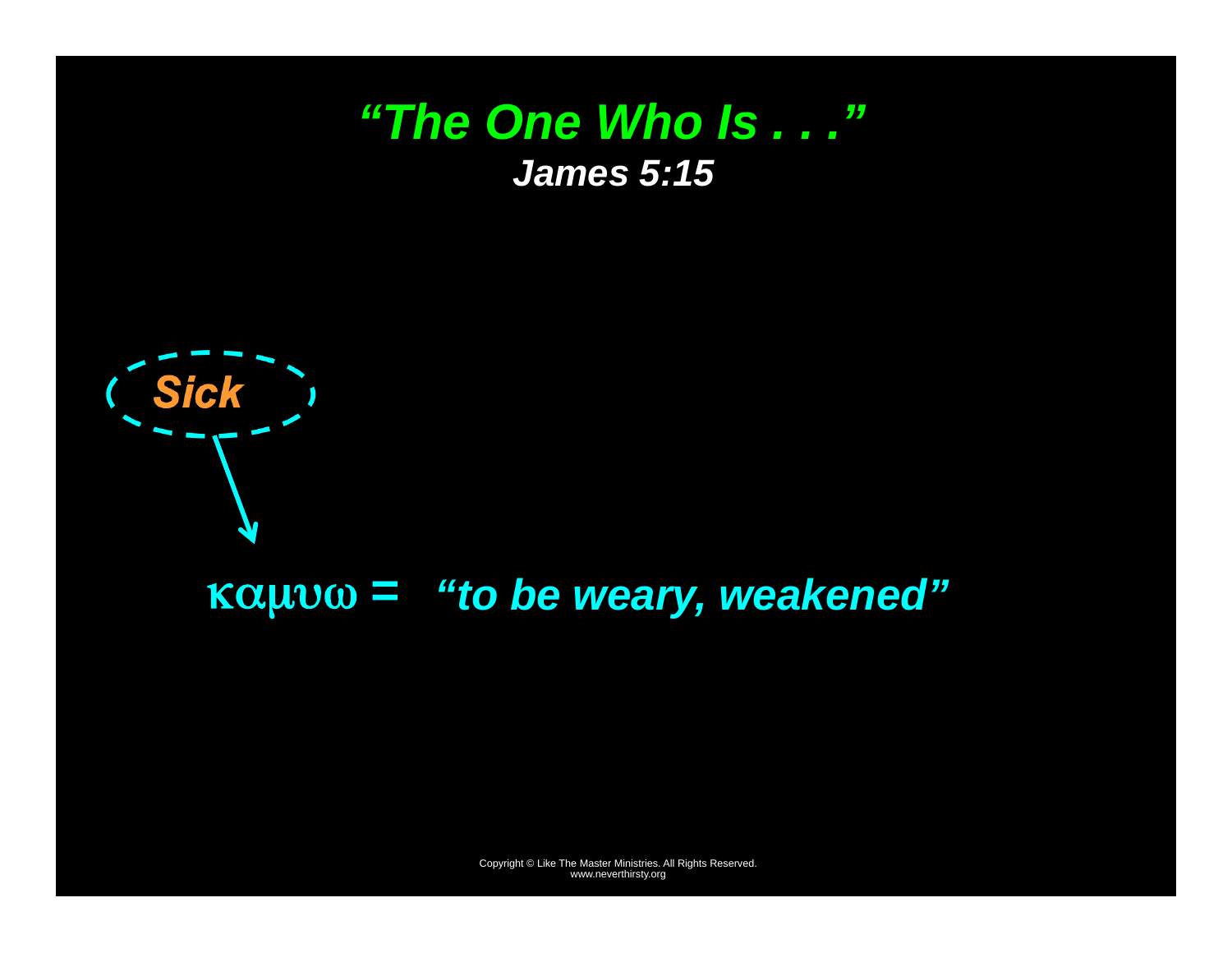# *“The One Who Is . . .”*

***James 5:15***

***Sick***

καμυω = ***“to be weary, weakened”***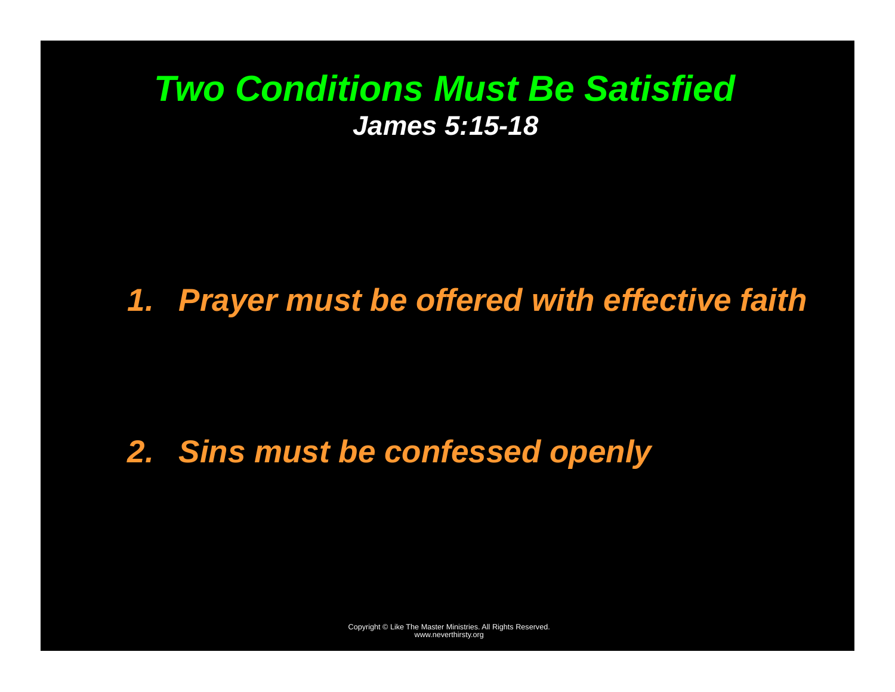# *Two Conditions Must Be Satisfied*

***James 5:15-18***

1. ***Prayer must be offered with effective faith***

2. ***Sins must be confessed openly***

Copyright © Like The Master Ministries. All Rights Reserved.
www.neverthirsty.org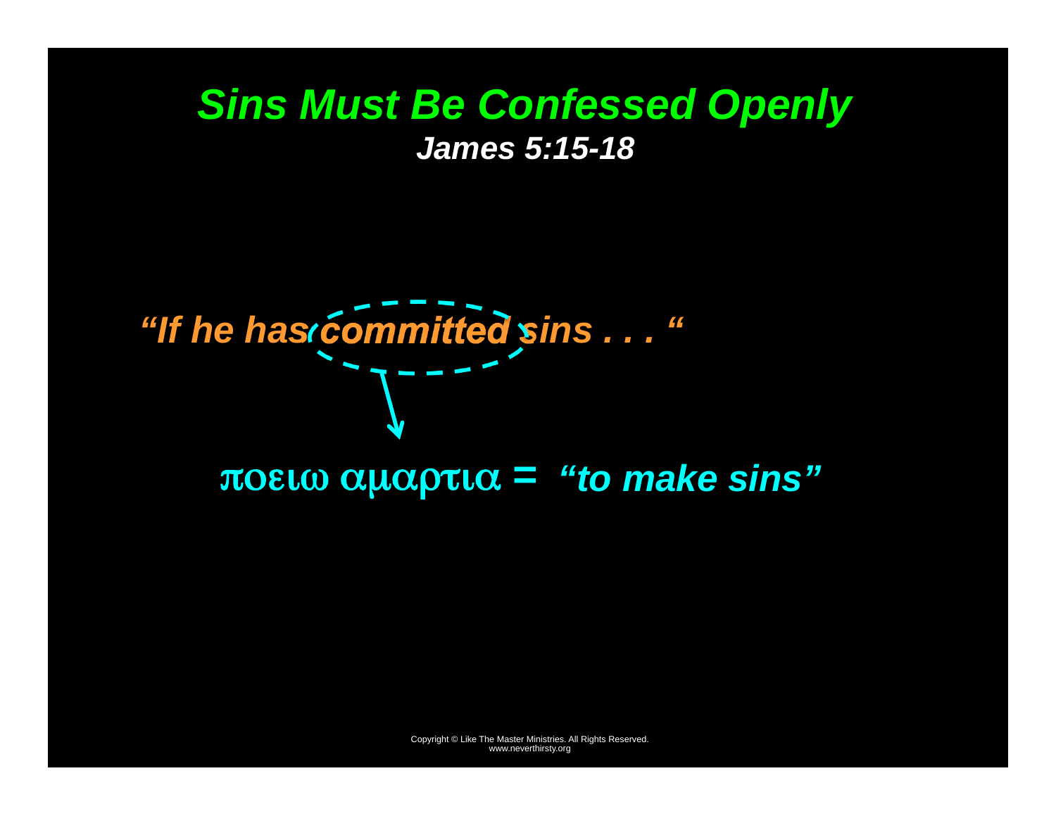# *Sins Must Be Confessed Openly*

***James 5:15-18***

***"If he has committed sins . . . "***

ποειω αμαρτια = ***"to make sins"***

Copyright © Like The Master Ministries. All Rights Reserved.
www.neverthirsty.org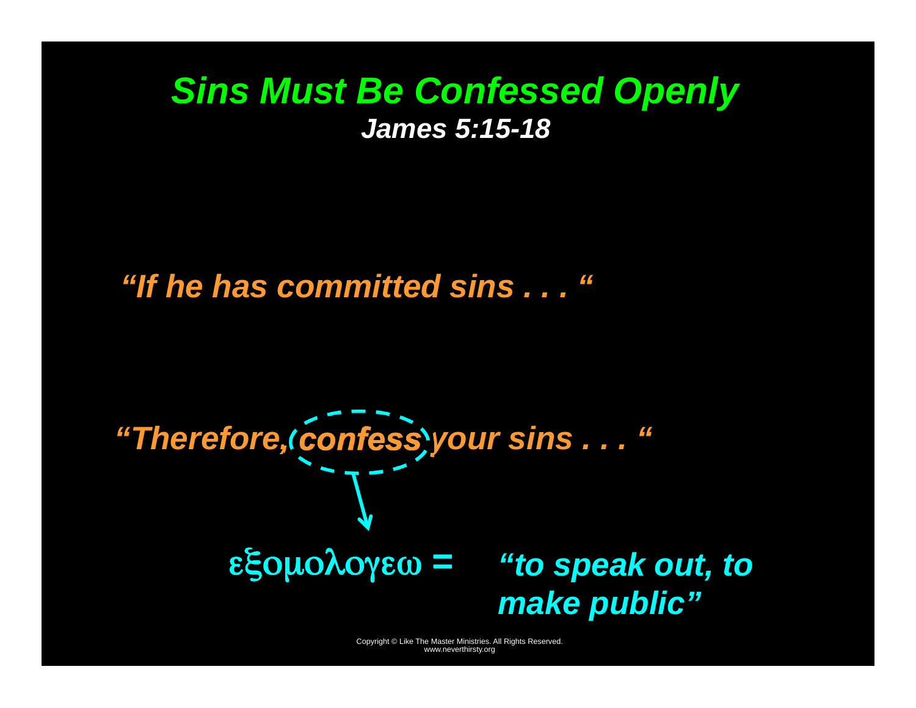# *Sins Must Be Confessed Openly*

***James 5:15-18***

***"If he has committed sins . . . "***

***"Therefore, confess your sins . . . "***

εξομολογεω = ***"to speak out, to make public"***

Copyright © Like The Master Ministries. All Rights Reserved.
www.neverthirsty.org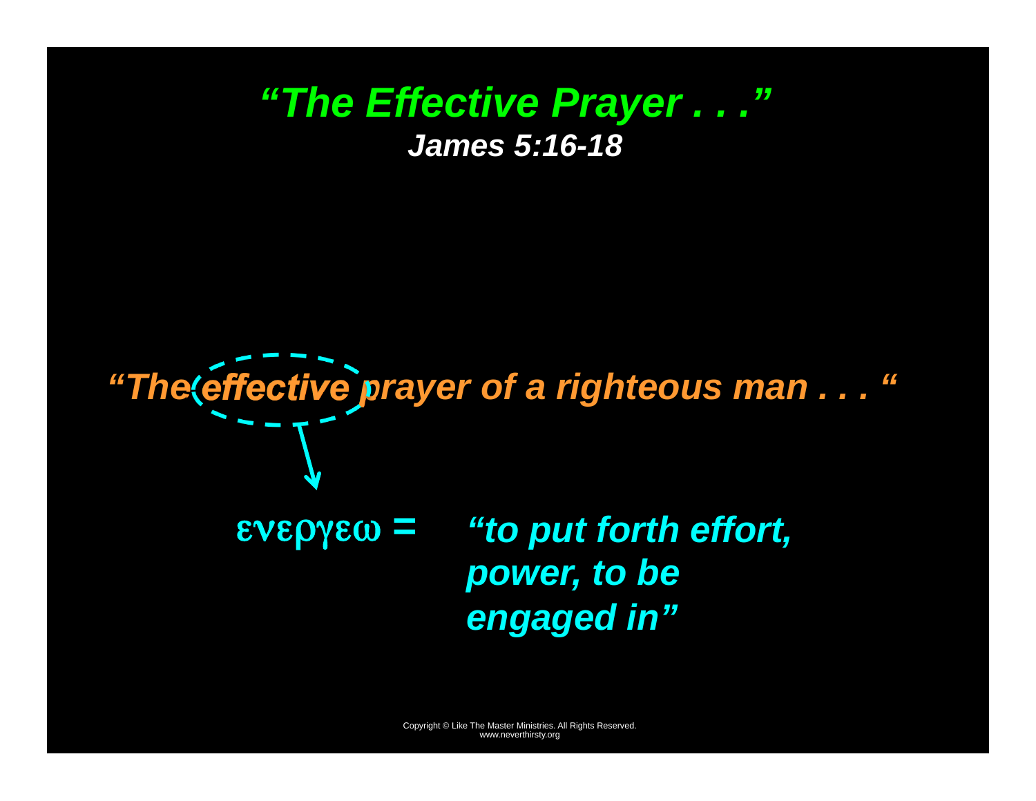# *"The Effective Prayer . . ."*

***James 5:16-18***

*"The **effective** prayer of a righteous man . . . "*

ενεργεω = *"to put forth effort, power, to be engaged in"*

Copyright © Like The Master Ministries. All Rights Reserved.
www.neverthirsty.org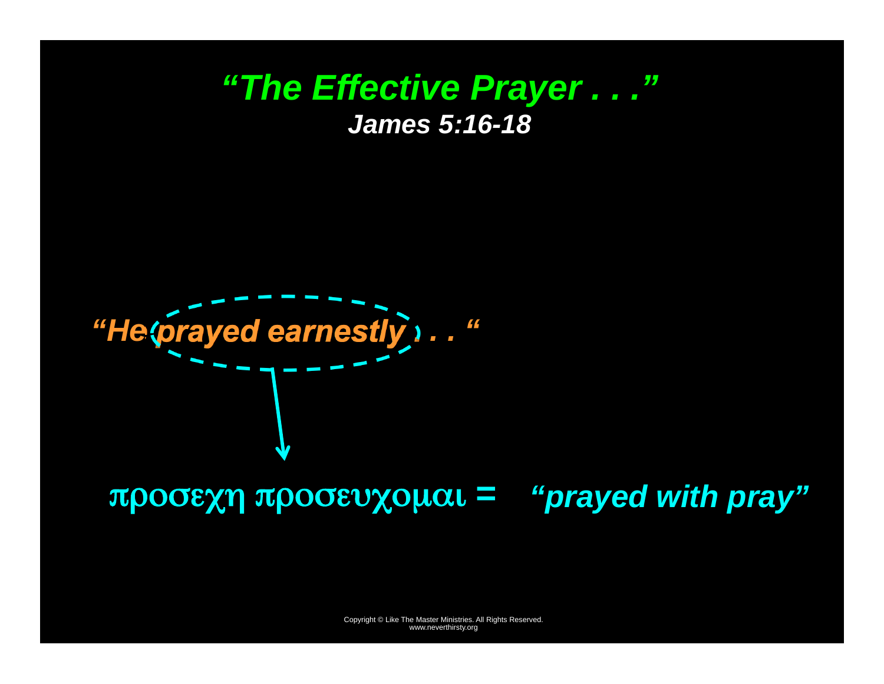# *"The Effective Prayer . . ."*

***James 5:16-18***

***"He prayed earnestly . . . "***

προσεχη προσευχομαι = ***"prayed with pray"***

Copyright © Like The Master Ministries. All Rights Reserved.
www.neverthirsty.org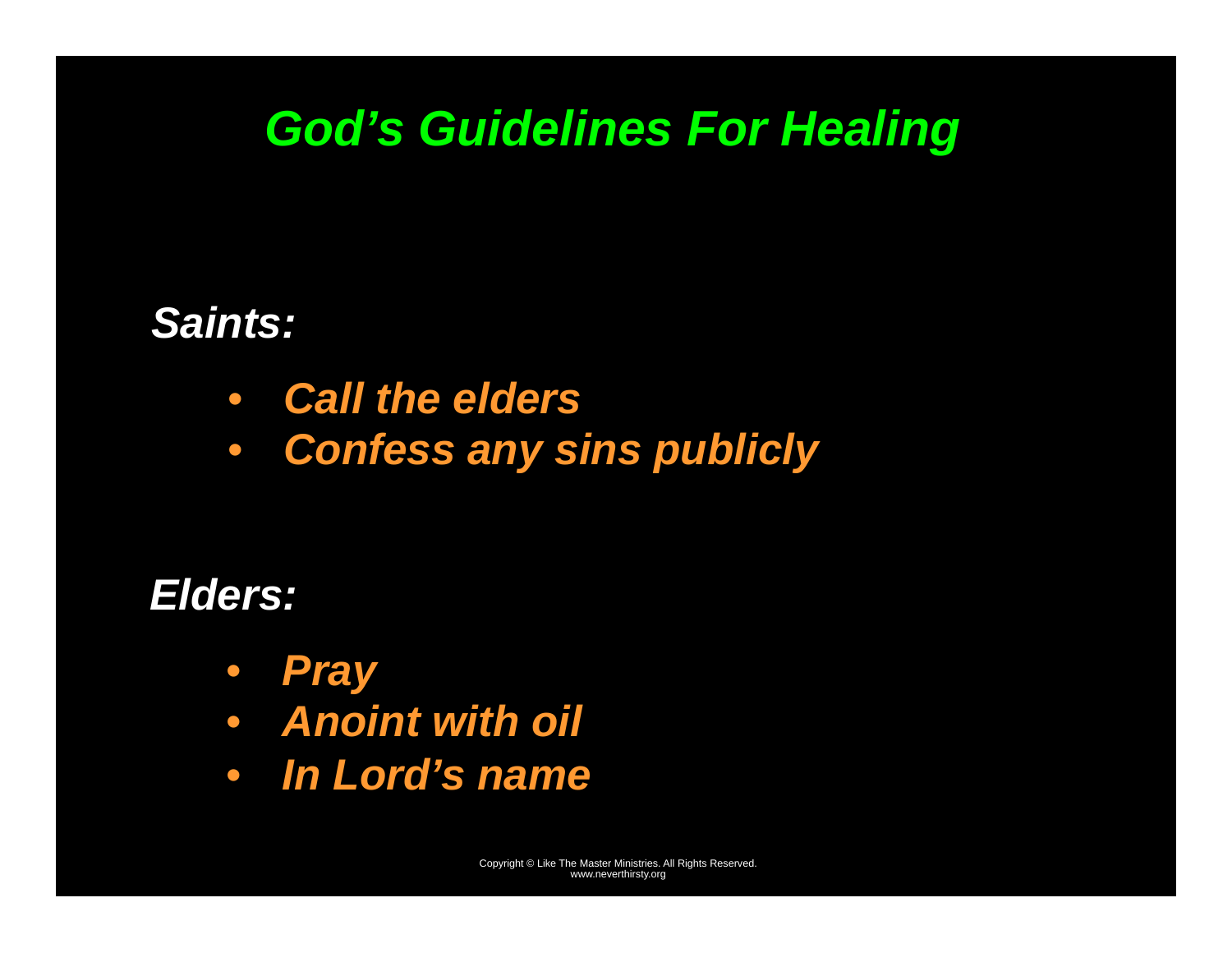# *God's Guidelines For Healing*

***Saints:***

- ***Call the elders***
- ***Confess any sins publicly***

***Elders:***

- ***Pray***
- ***Anoint with oil***
- ***In Lord's name***

Copyright © Like The Master Ministries. All Rights Reserved.
www.neverthirsty.org